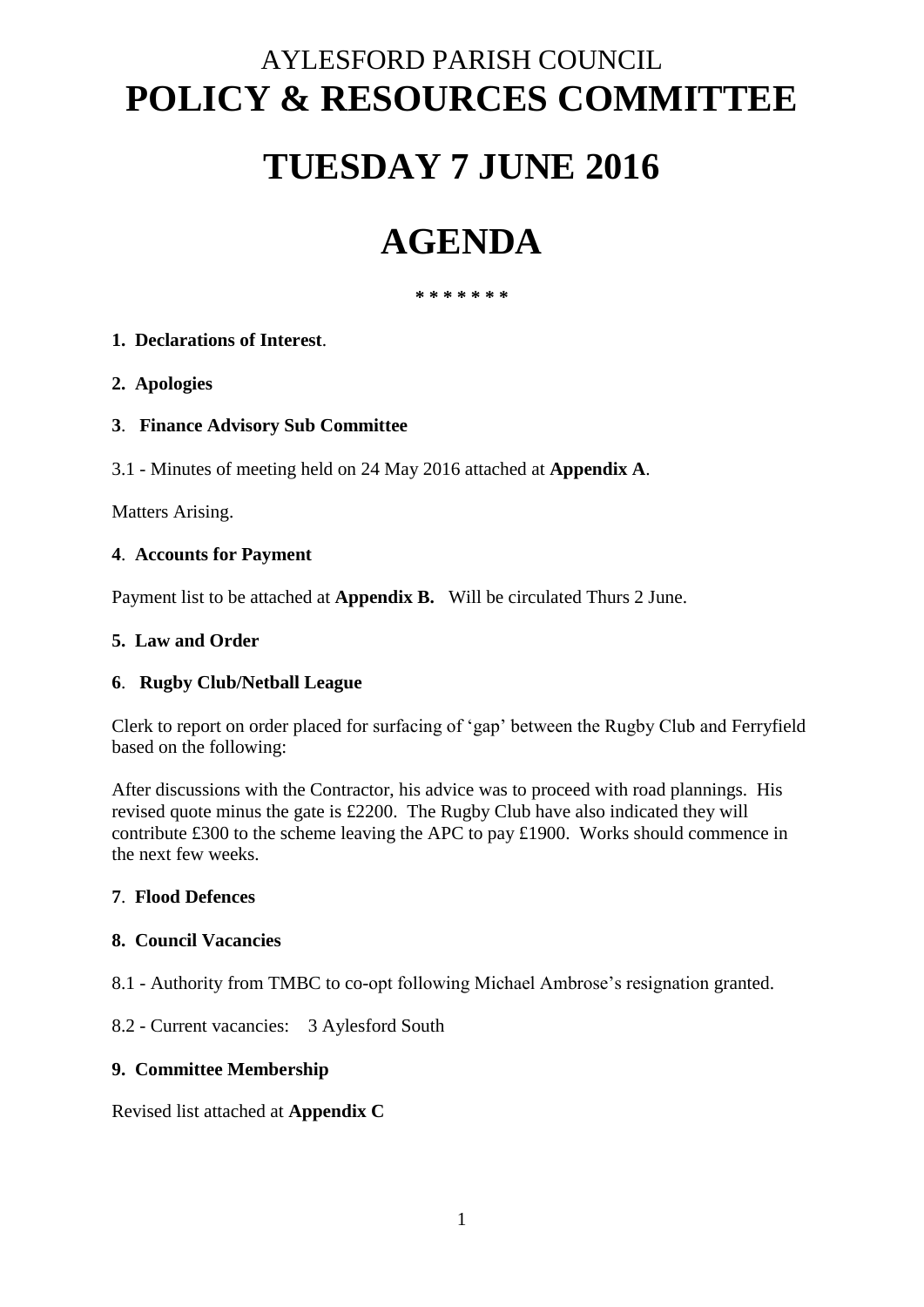# AYLESFORD PARISH COUNCIL

# POLICY & RESOURCES COMMITTEE

# TUESDAY 7 JUNE 2016

# AGENDA

\* \* \* \* \* \* \*

**1. Declarations of Interest**.

**2. Apologies**

**3**. **Finance Advisory Sub Committee**

3.1 - Minutes of meeting held on 24 May 2016 attached at **Appendix A**.

Matters Arising.

**4**. **Accounts for Payment**

Payment list to be attached at **Appendix B.** Will be circulated Thurs 2 June.

**5. Law and Order**

**6**. **Rugby Club/Netball League**

Clerk to report on order placed for surfacing of 'gap' between the Rugby Club and Ferryfield based on the following:

After discussions with the Contractor, his advice was to proceed with road plannings. His revised quote minus the gate is £2200. The Rugby Club have also indicated they will contribute £300 to the scheme leaving the APC to pay £1900. Works should commence in the next few weeks.

**7**. **Flood Defences**

**8. Council Vacancies**

8.1 - Authority from TMBC to co-opt following Michael Ambrose's resignation granted.

8.2 - Current vacancies: 3 Aylesford South

**9. Committee Membership**

Revised list attached at **Appendix C**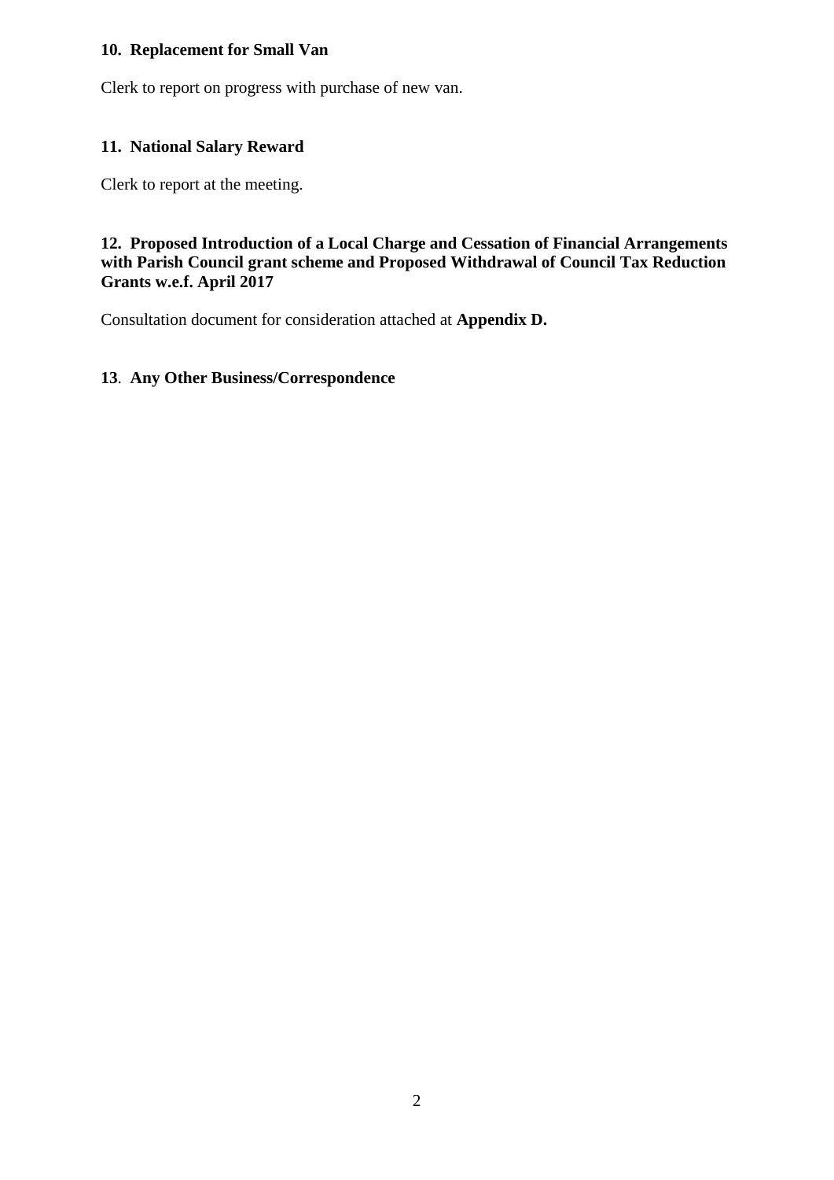**10. Replacement for Small Van**

Clerk to report on progress with purchase of new van.

**11. National Salary Reward**

Clerk to report at the meeting.

**12. Proposed Introduction of a Local Charge and Cessation of Financial Arrangements with Parish Council grant scheme and Proposed Withdrawal of Council Tax Reduction Grants w.e.f. April 2017**

Consultation document for consideration attached at **Appendix D.**

**13. Any Other Business/Correspondence**